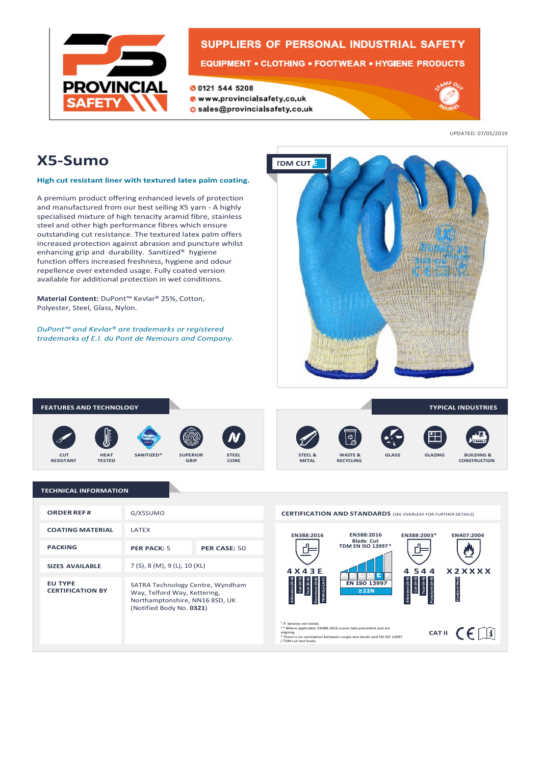# PROVINCIAL SAFETY

**SUPPLIERS OF PERSONAL INDUSTRIAL SAFETY**

**EQUIPMENT • CLOTHING • FOOTWEAR • HYGIENE PRODUCTS**

0121 544 5208
www.provincialsafety.co.uk
sales@provincialsafety.co.uk

UPDATED: 07/05/2019

# X5-Sumo

**High cut resistant liner with textured latex palm coating.**

A premium product offering enhanced levels of protection and manufactured from our best selling X5 yarn - A highly specialised mixture of high tenacity aramid fibre, stainless steel and other high performance fibres which ensure outstanding cut resistance. The textured latex palm offers increased protection against abrasion and puncture whilst enhancing grip and durability. Sanitized® hygiene function offers increased freshness, hygiene and odour repellence over extended usage. Fully coated version available for additional protection in wet conditions.

**Material Content:** DuPont™ Kevlar® 25%, Cotton, Polyester, Steel, Glass, Nylon.

*DuPont™ and Kevlar® are trademarks or registered trademarks of E.I. du Pont de Nemours and Company.*

TDM CUT E

## FEATURES AND TECHNOLOGY

CUT RESISTANT · HEAT TESTED · SANITIZED® · SUPERIOR GRIP · STEEL CORE

## TYPICAL INDUSTRIES

STEEL & METAL · WASTE & RECYCLING · GLASS · GLAZING · BUILDING & CONSTRUCTION

## TECHNICAL INFORMATION

| | | |
|---|---|---|
| **ORDER REF#** | G/X5SUMO | |
| **COATING MATERIAL** | LATEX | |
| **PACKING** | **PER PACK:** 5 | **PER CASE:** 50 |
| **SIZES AVAILABLE** | 7 (S), 8 (M), 9 (L), 10 (XL) | |
| **EU TYPE CERTIFICATION BY** | SATRA Technology Centre, Wyndham Way, Telford Way, Kettering, Northamptonshire, NN16 8SD, UK (Notified Body No. **0321**) | |

### CERTIFICATION AND STANDARDS (SEE OVERLEAF FOR FURTHER DETAILS)

| EN388:2016 | EN388:2016 Blade Cut TDM EN ISO 13997* | EN388:2003* | EN407:2004 |
|---|---|---|---|
| 4 X 4 3 E | EN ISO 13997 ≥22N | 4 5 4 4 | X 2 X X X X |
| Abrasion (0-4), Cut (0-5), Tear (0-4), Puncture (0-4), TDM Cut (A-F) | A B C D E F | Abrasion (0-4), Cut (0-5), Tear (0-4), Puncture (0-4) | Contact Heat |

[1] 'X' denotes not tested.
[2] * Where applicable, EN388:2016 scores take precedent and are ongoing.
[3] There is no correlation between coupe test levels and EN ISO 13997 / TDM cut test levels.

CAT II CE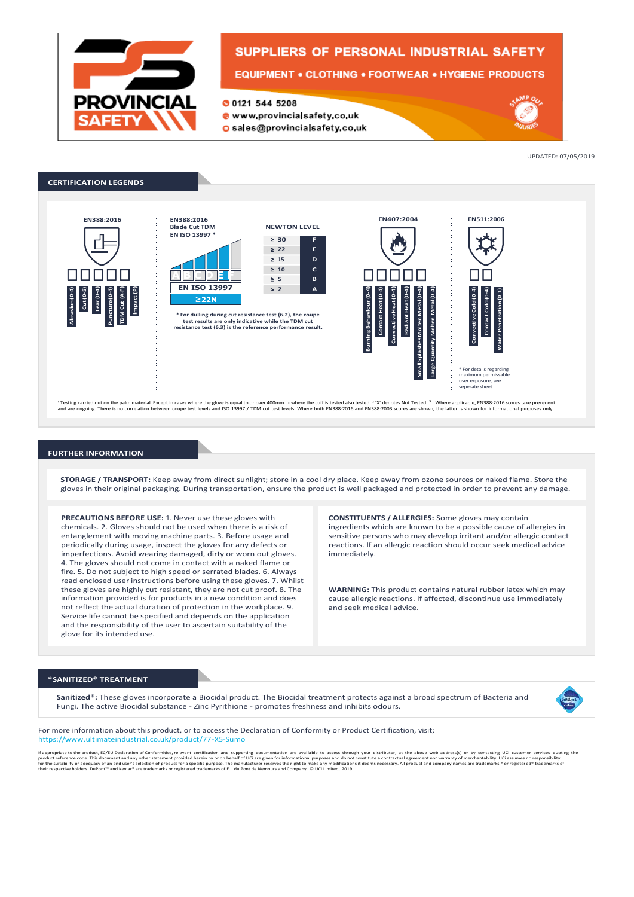PROVINCIAL SAFETY

# SUPPLIERS OF PERSONAL INDUSTRIAL SAFETY

EQUIPMENT • CLOTHING • FOOTWEAR • HYGIENE PRODUCTS

0121 544 5208
www.provincialsafety.co.uk
sales@provincialsafety.co.uk

UPDATED: 07/05/2019

## CERTIFICATION LEGENDS

**EN388:2016**

Abrasion (0-4) | Cut (0-5) | Tear (0-4) | Puncture (0-4) | TDM Cut (A-F) | Impact (P)

**EN388:2016 Blade Cut TDM EN ISO 13997 ***

**NEWTON LEVEL**

| | |
|---|---|
| ≥ 30 | F |
| ≥ 22 | E |
| ≥ 15 | D |
| ≥ 10 | C |
| ≥ 5 | B |
| ≥ 2 | A |

A B C D E F

EN ISO 13997

≥22N

* For dulling during cut resistance test (6.2), the coupe test results are only indicative while the TDM cut resistance test (6.3) is the reference performance result.

**EN407:2004**

Burning Behaviour (0-4) | Contact Heat (0-4) | Convective Heat (0-4) | Radiant Heat (0-4) | Small Splashes Molten Metal (0-4) | Large Quantity Molten Metal (0-4)

**EN511:2006**

Convective Cold (0-4) | Contact Cold (0-4) | Water Penetration (0-1)

* For details regarding maximum permissable user exposure, see seperate sheet.

[1] Testing carried out on the palm material. Except in cases where the glove is equal to or over 400mm - where the cuff is tested also tested. [2] 'X' denotes Not Tested. [3] Where applicable, EN388:2016 scores take precedent and are ongoing. There is no correlation between coupe test levels and ISO 13997 / TDM cut test levels. Where both EN388:2016 and EN388:2003 scores are shown, the latter is shown for informational purposes only.

## FURTHER INFORMATION

**STORAGE / TRANSPORT:** Keep away from direct sunlight; store in a cool dry place. Keep away from ozone sources or naked flame. Store the gloves in their original packaging. During transportation, ensure the product is well packaged and protected in order to prevent any damage.

**PRECAUTIONS BEFORE USE:** 1. Never use these gloves with chemicals. 2. Gloves should not be used when there is a risk of entanglement with moving machine parts. 3. Before usage and periodically during usage, inspect the gloves for any defects or imperfections. Avoid wearing damaged, dirty or worn out gloves. 4. The gloves should not come in contact with a naked flame or fire. 5. Do not subject to high speed or serrated blades. 6. Always read enclosed user instructions before using these gloves. 7. Whilst these gloves are highly cut resistant, they are not cut proof. 8. The information provided is for products in a new condition and does not reflect the actual duration of protection in the workplace. 9. Service life cannot be specified and depends on the application and the responsibility of the user to ascertain suitability of the glove for its intended use.

**CONSTITUENTS / ALLERGIES:** Some gloves may contain ingredients which are known to be a possible cause of allergies in sensitive persons who may develop irritant and/or allergic contact reactions. If an allergic reaction should occur seek medical advice immediately.

**WARNING:** This product contains natural rubber latex which may cause allergic reactions. If affected, discontinue use immediately and seek medical advice.

## *SANITIZED® TREATMENT

**Sanitized®:** These gloves incorporate a Biocidal product. The Biocidal treatment protects against a broad spectrum of Bacteria and Fungi. The active Biocidal substance - Zinc Pyrithione - promotes freshness and inhibits odours.

For more information about this product, or to access the Declaration of Conformity or Product Certification, visit;
https://www.ultimateindustrial.co.uk/product/77-X5-Sumo

If appropriate to the product, EC/EU Declaration of Conformities, relevant certification and supporting documentation are available to access through your distributor, at the above web address(s) or by contacting UCi customer services quoting the product reference code. This document and any other statement provided herein by or on behalf of UCi are given for informational purposes and do not constitute a contractual agreement nor warranty of merchantability. UCi assumes no responsibility for the suitability or adequacy of an end user's selection of product for a specific purpose. The manufacturer reserves the right to make any modifications it deems necessary. All product and company names are trademarks™ or registered® trademarks of their respective holders. DuPont™ and Kevlar® are trademarks or registered trademarks of E.I. du Pont de Nemours and Company. © UCi Limited, 2019